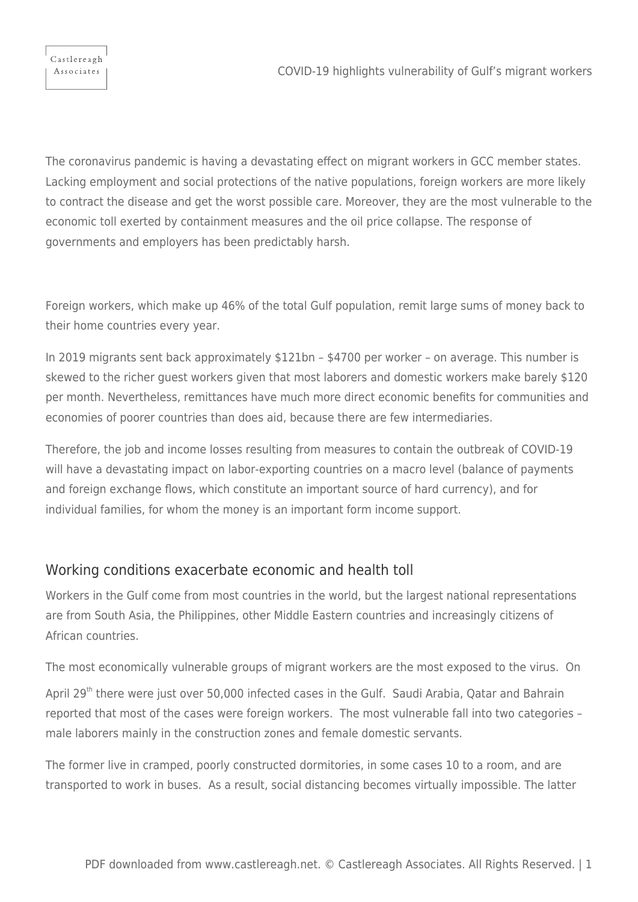The coronavirus pandemic is having a devastating effect on migrant workers in GCC member states. Lacking employment and social protections of the native populations, foreign workers are more likely to contract the disease and get the worst possible care. Moreover, they are the most vulnerable to the economic toll exerted by containment measures and the oil price collapse. The response of governments and employers has been predictably harsh.

Foreign workers, which make up 46% of the total Gulf population, remit large sums of money back to their home countries every year.

In 2019 migrants sent back approximately $121bn – $4700 per worker – on average. This number is skewed to the richer guest workers given that most laborers and domestic workers make barely $120 per month. Nevertheless, remittances have much more direct economic benefits for communities and economies of poorer countries than does aid, because there are few intermediaries.

Therefore, the job and income losses resulting from measures to contain the outbreak of COVID-19 will have a devastating impact on labor-exporting countries on a macro level (balance of payments and foreign exchange flows, which constitute an important source of hard currency), and for individual families, for whom the money is an important form income support.

## Working conditions exacerbate economic and health toll

Workers in the Gulf come from most countries in the world, but the largest national representations are from South Asia, the Philippines, other Middle Eastern countries and increasingly citizens of African countries.

The most economically vulnerable groups of migrant workers are the most exposed to the virus. On April 29th there were just over 50,000 infected cases in the Gulf. Saudi Arabia, Qatar and Bahrain reported that most of the cases were foreign workers. The most vulnerable fall into two categories – male laborers mainly in the construction zones and female domestic servants.

The former live in cramped, poorly constructed dormitories, in some cases 10 to a room, and are transported to work in buses. As a result, social distancing becomes virtually impossible. The latter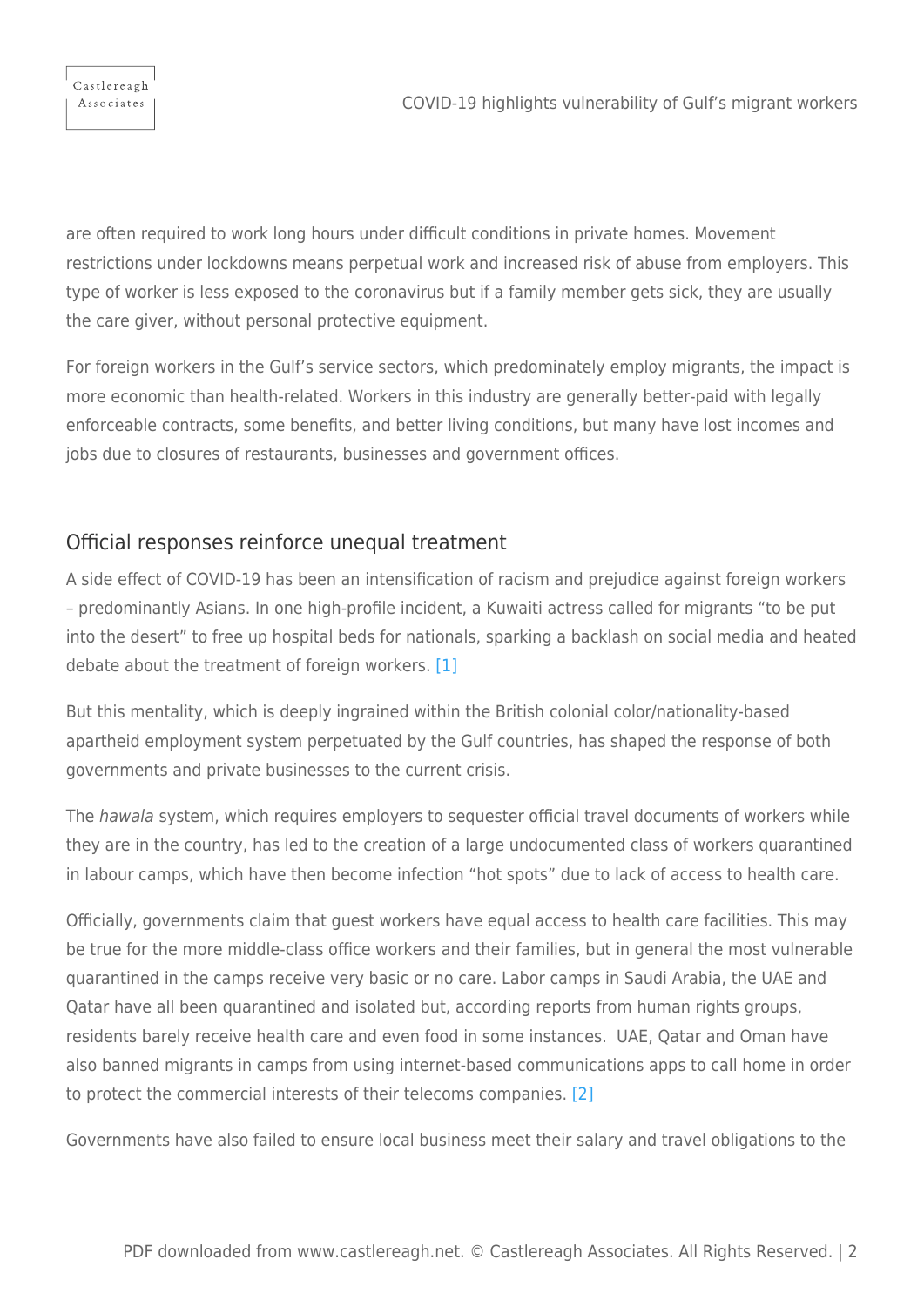are often required to work long hours under difficult conditions in private homes. Movement restrictions under lockdowns means perpetual work and increased risk of abuse from employers. This type of worker is less exposed to the coronavirus but if a family member gets sick, they are usually the care giver, without personal protective equipment.

For foreign workers in the Gulf's service sectors, which predominately employ migrants, the impact is more economic than health-related. Workers in this industry are generally better-paid with legally enforceable contracts, some benefits, and better living conditions, but many have lost incomes and jobs due to closures of restaurants, businesses and government offices.

## Official responses reinforce unequal treatment

A side effect of COVID-19 has been an intensification of racism and prejudice against foreign workers – predominantly Asians. In one high-profile incident, a Kuwaiti actress called for migrants "to be put into the desert" to free up hospital beds for nationals, sparking a backlash on social media and heated debate about the treatment of foreign workers. [1]

But this mentality, which is deeply ingrained within the British colonial color/nationality-based apartheid employment system perpetuated by the Gulf countries, has shaped the response of both governments and private businesses to the current crisis.

The *hawala* system, which requires employers to sequester official travel documents of workers while they are in the country, has led to the creation of a large undocumented class of workers quarantined in labour camps, which have then become infection "hot spots" due to lack of access to health care.

Officially, governments claim that guest workers have equal access to health care facilities. This may be true for the more middle-class office workers and their families, but in general the most vulnerable quarantined in the camps receive very basic or no care. Labor camps in Saudi Arabia, the UAE and Qatar have all been quarantined and isolated but, according reports from human rights groups, residents barely receive health care and even food in some instances. UAE, Qatar and Oman have also banned migrants in camps from using internet-based communications apps to call home in order to protect the commercial interests of their telecoms companies. [2]

Governments have also failed to ensure local business meet their salary and travel obligations to the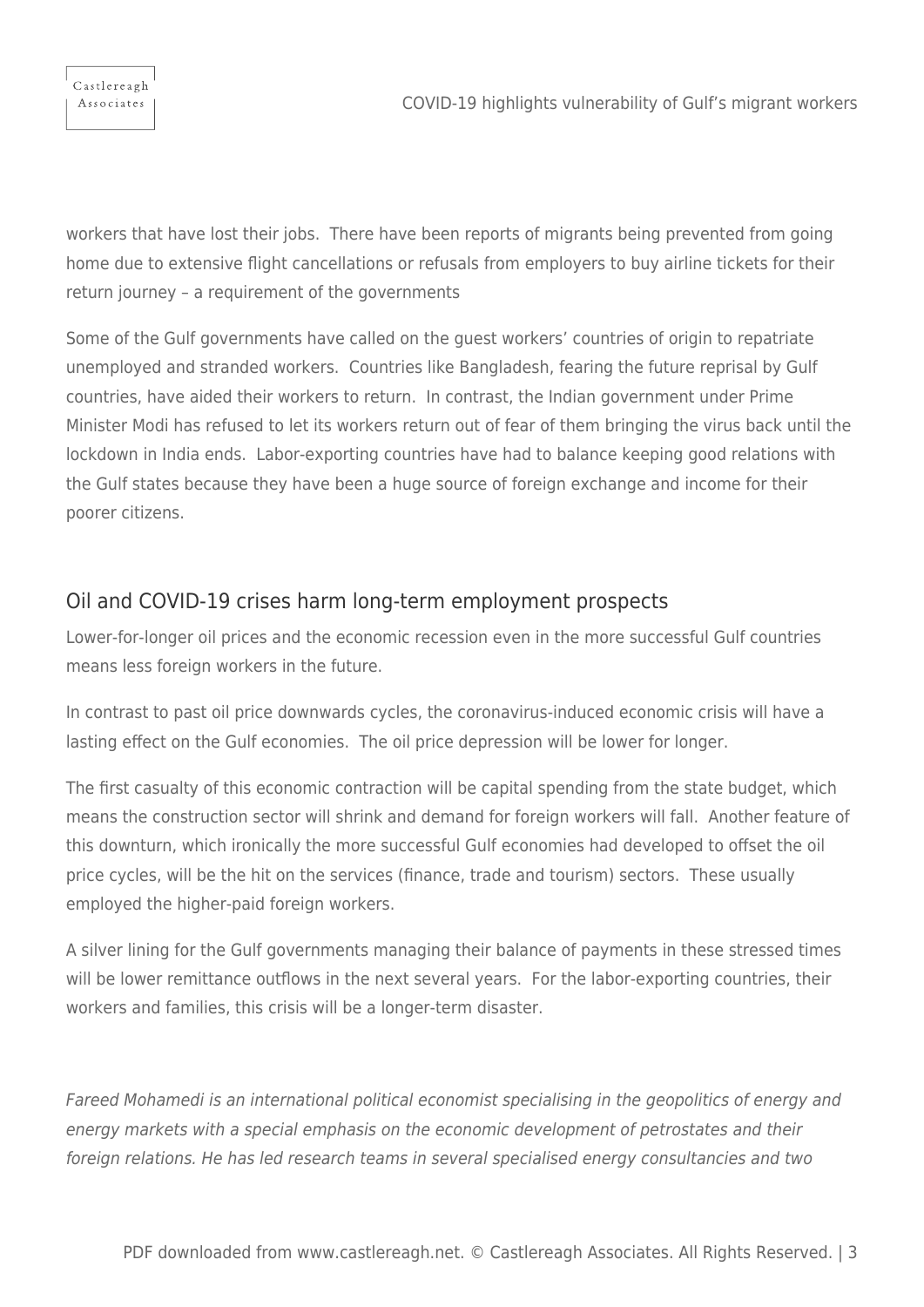workers that have lost their jobs.  There have been reports of migrants being prevented from going home due to extensive flight cancellations or refusals from employers to buy airline tickets for their return journey – a requirement of the governments

Some of the Gulf governments have called on the guest workers' countries of origin to repatriate unemployed and stranded workers.  Countries like Bangladesh, fearing the future reprisal by Gulf countries, have aided their workers to return.  In contrast, the Indian government under Prime Minister Modi has refused to let its workers return out of fear of them bringing the virus back until the lockdown in India ends.  Labor-exporting countries have had to balance keeping good relations with the Gulf states because they have been a huge source of foreign exchange and income for their poorer citizens.

## Oil and COVID-19 crises harm long-term employment prospects

Lower-for-longer oil prices and the economic recession even in the more successful Gulf countries means less foreign workers in the future.

In contrast to past oil price downwards cycles, the coronavirus-induced economic crisis will have a lasting effect on the Gulf economies.  The oil price depression will be lower for longer.

The first casualty of this economic contraction will be capital spending from the state budget, which means the construction sector will shrink and demand for foreign workers will fall.  Another feature of this downturn, which ironically the more successful Gulf economies had developed to offset the oil price cycles, will be the hit on the services (finance, trade and tourism) sectors.  These usually employed the higher-paid foreign workers.

A silver lining for the Gulf governments managing their balance of payments in these stressed times will be lower remittance outflows in the next several years.  For the labor-exporting countries, their workers and families, this crisis will be a longer-term disaster.

*Fareed Mohamedi is an international political economist specialising in the geopolitics of energy and energy markets with a special emphasis on the economic development of petrostates and their foreign relations. He has led research teams in several specialised energy consultancies and two*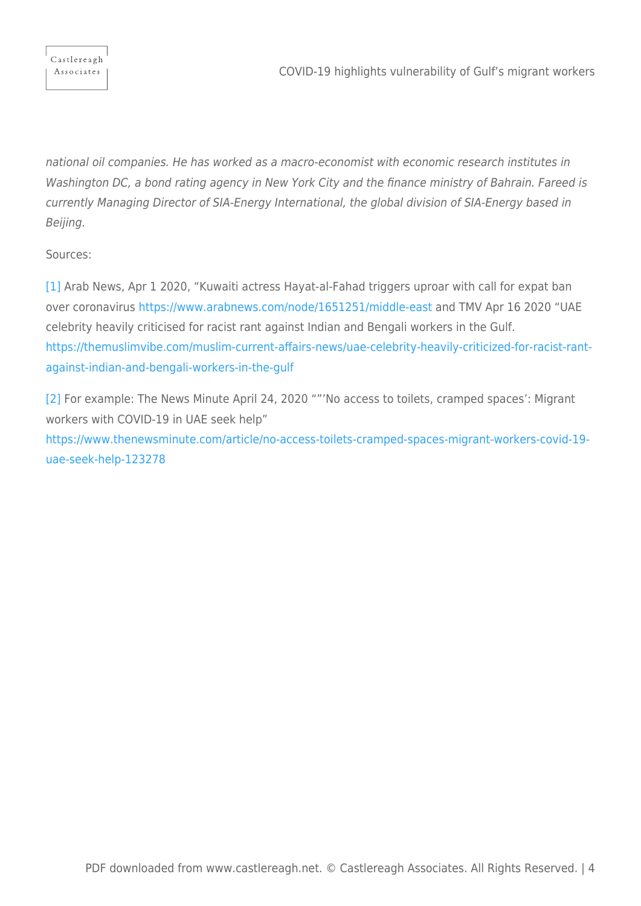*national oil companies. He has worked as a macro-economist with economic research institutes in Washington DC, a bond rating agency in New York City and the finance ministry of Bahrain. Fareed is currently Managing Director of SIA-Energy International, the global division of SIA-Energy based in Beijing.*

Sources:

[1] Arab News, Apr 1 2020, "Kuwaiti actress Hayat-al-Fahad triggers uproar with call for expat ban over coronavirus https://www.arabnews.com/node/1651251/middle-east and TMV Apr 16 2020 "UAE celebrity heavily criticised for racist rant against Indian and Bengali workers in the Gulf. https://themuslimvibe.com/muslim-current-affairs-news/uae-celebrity-heavily-criticized-for-racist-rant-against-indian-and-bengali-workers-in-the-gulf

[2] For example: The News Minute April 24, 2020 ""'No access to toilets, cramped spaces': Migrant workers with COVID-19 in UAE seek help" https://www.thenewsminute.com/article/no-access-toilets-cramped-spaces-migrant-workers-covid-19-uae-seek-help-123278